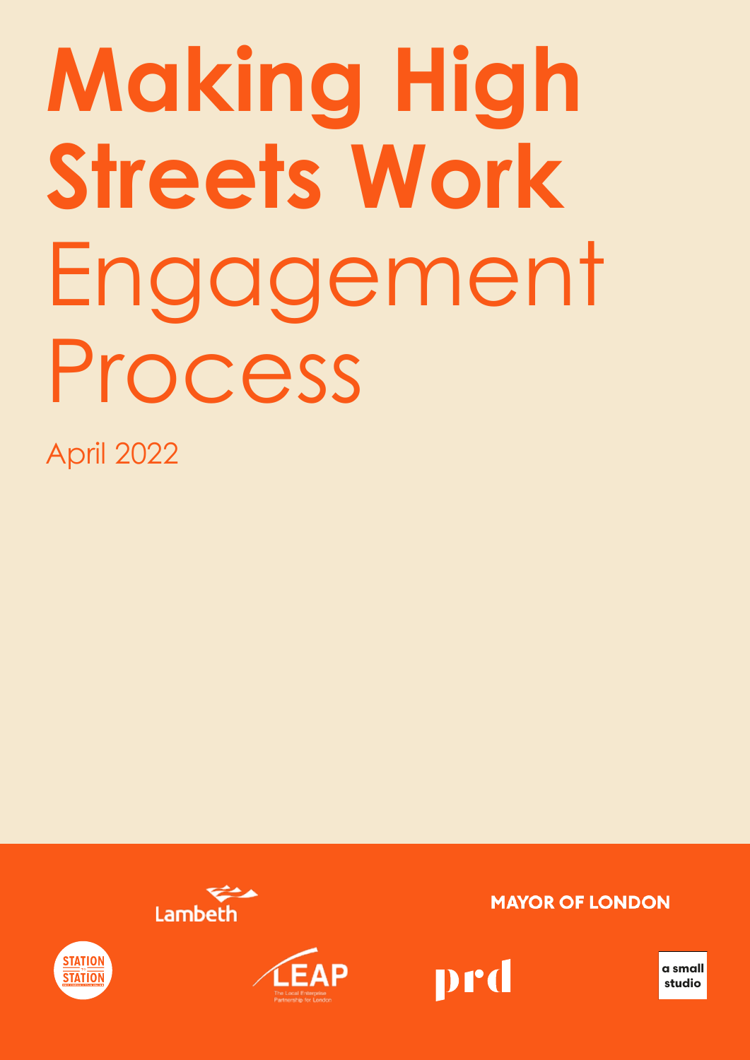# Making High Streets Work Engagement Process

April 2022

Lambeth

MAYOR OF LONDON

STATION to STATION

LEAP The Local Enterprise Partnership for London

prd

a small studio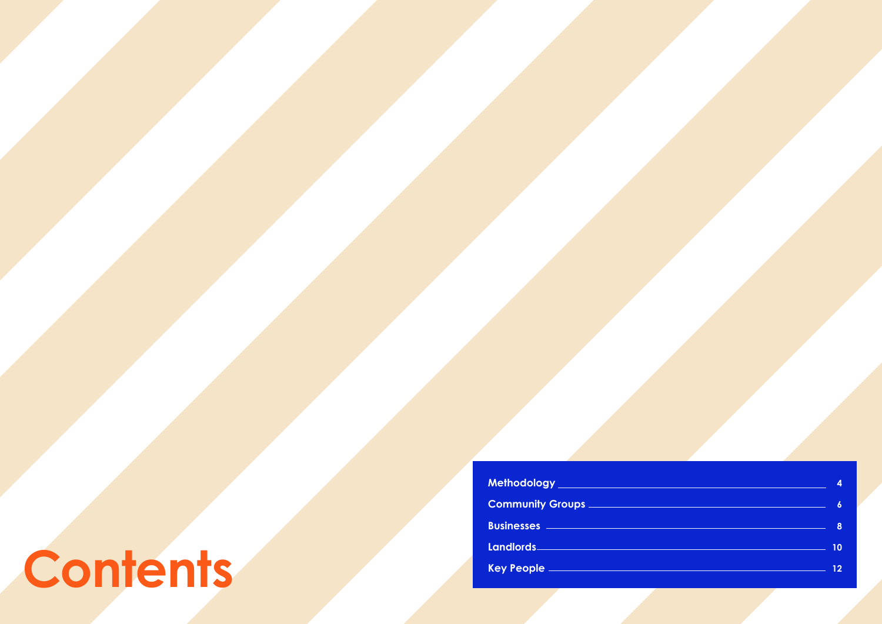# Contents

| Section | Page |
| --- | --- |
| Methodology | 4 |
| Community Groups | 6 |
| Businesses | 8 |
| Landlords | 10 |
| Key People | 12 |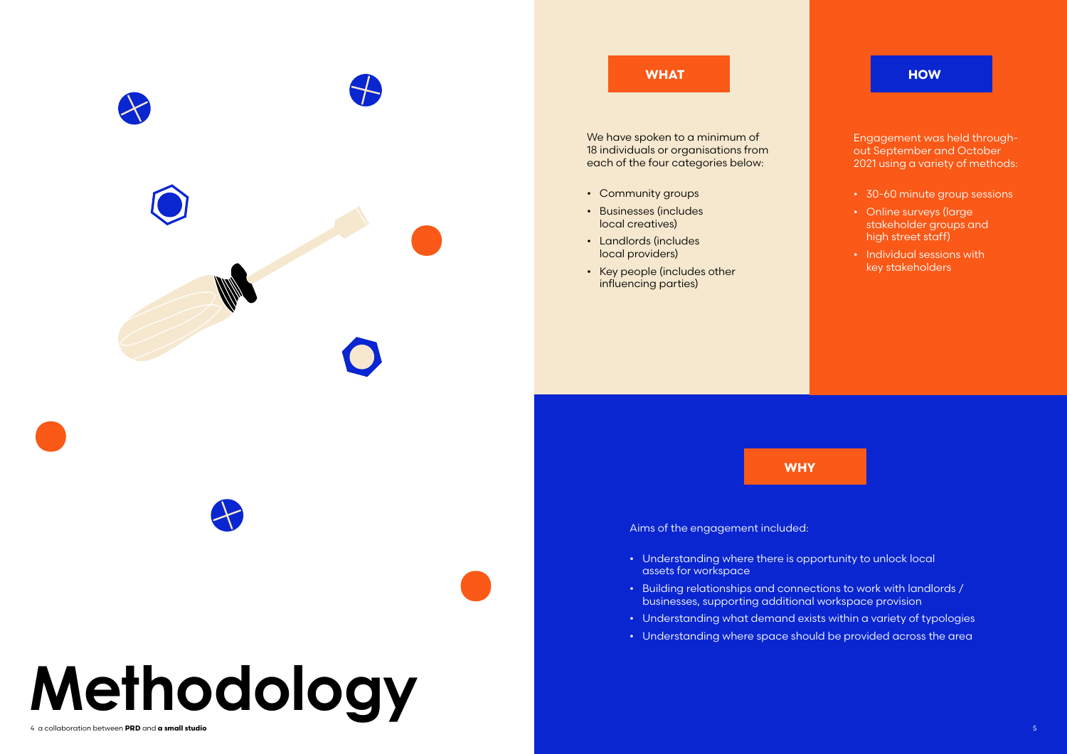# Methodology

## WHAT

We have spoken to a minimum of 18 individuals or organisations from each of the four categories below:

- Community groups
- Businesses (includes local creatives)
- Landlords (includes local providers)
- Key people (includes other influencing parties)

## HOW

Engagement was held through-out September and October 2021 using a variety of methods:

- 30-60 minute group sessions
- Online surveys (large stakeholder groups and high street staff)
- Individual sessions with key stakeholders

## WHY

Aims of the engagement included:

- Understanding where there is opportunity to unlock local assets for workspace
- Building relationships and connections to work with landlords / businesses, supporting additional workspace provision
- Understanding what demand exists within a variety of typologies
- Understanding where space should be provided across the area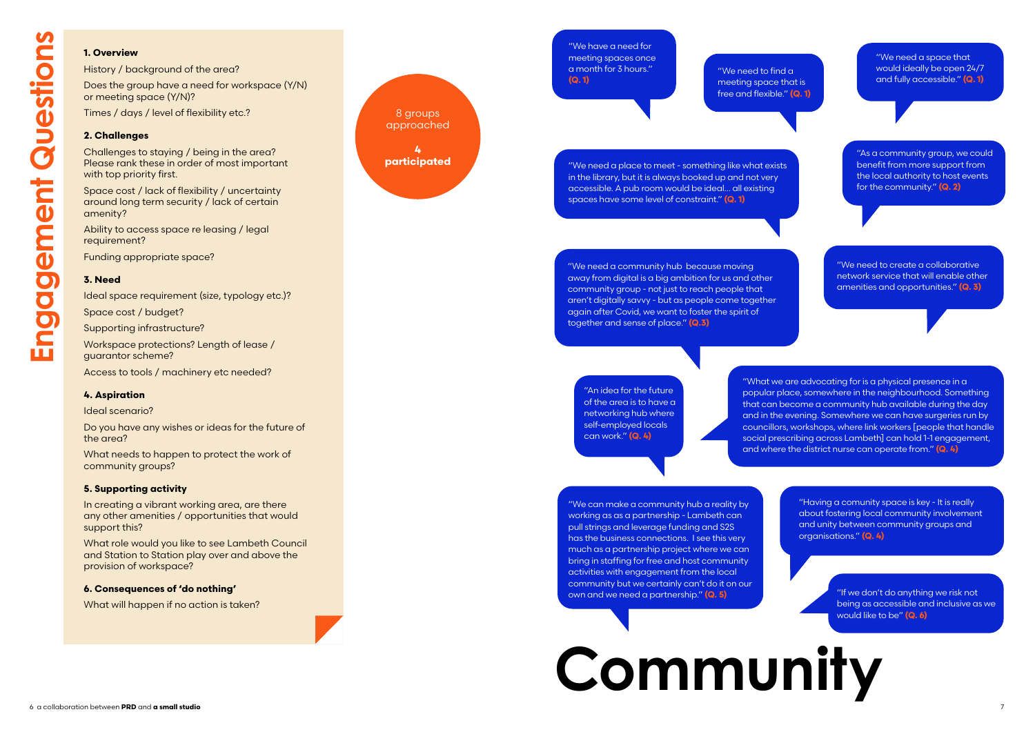# Engagement Questions

**1. Overview**

History / background of the area?

Does the group have a need for workspace (Y/N) or meeting space (Y/N)?

Times / days / level of flexibility etc.?

**2. Challenges**

Challenges to staying / being in the area? Please rank these in order of most important with top priority first.

Space cost / lack of flexibility / uncertainty around long term security / lack of certain amenity?

Ability to access space re leasing / legal requirement?

Funding appropriate space?

**3. Need**

Ideal space requirement (size, typology etc.)?

Space cost / budget?

Supporting infrastructure?

Workspace protections? Length of lease / guarantor scheme?

Access to tools / machinery etc needed?

**4. Aspiration**

Ideal scenario?

Do you have any wishes or ideas for the future of the area?

What needs to happen to protect the work of community groups?

**5. Supporting activity**

In creating a vibrant working area, are there any other amenities / opportunities that would support this?

What role would you like to see Lambeth Council and Station to Station play over and above the provision of workspace?

**6. Consequences of 'do nothing'**

What will happen if no action is taken?

8 groups approached

**4 participated**

# Community

"We have a need for meeting spaces once a month for 3 hours." **(Q. 1)**

"We need to find a meeting space that is free and flexible." **(Q. 1)**

"We need a space that would ideally be open 24/7 and fully accessible." **(Q. 1)**

"We need a place to meet - something like what exists in the library, but it is always booked up and not very accessible. A pub room would be ideal... all existing spaces have some level of constraint." **(Q. 1)**

"As a community group, we could benefit from more support from the local authority to host events for the community." **(Q. 2)**

"We need a community hub because moving away from digital is a big ambition for us and other community group - not just to reach people that aren't digitally savvy - but as people come together again after Covid, we want to foster the spirit of together and sense of place." **(Q.3)**

"We need to create a collaborative network service that will enable other amenities and opportunities." **(Q. 3)**

"An idea for the future of the area is to have a networking hub where self-employed locals can work." **(Q. 4)**

"What we are advocating for is a physical presence in a popular place, somewhere in the neighbourhood. Something that can become a community hub available during the day and in the evening. Somewhere we can have surgeries run by councillors, workshops, where link workers [people that handle social prescribing across Lambeth] can hold 1-1 engagement, and where the district nurse can operate from." **(Q. 4)**

"We can make a community hub a reality by working as as a partnership - Lambeth can pull strings and leverage funding and S2S has the business connections. I see this very much as a partnership project where we can bring in staffing for free and host community activities with engagement from the local community but we certainly can't do it on our own and we need a partnership." **(Q. 5)**

"Having a comunity space is key - It is really about fostering local community involvement and unity between community groups and organisations." **(Q. 4)**

"If we don't do anything we risk not being as accessible and inclusive as we would like to be" **(Q. 6)**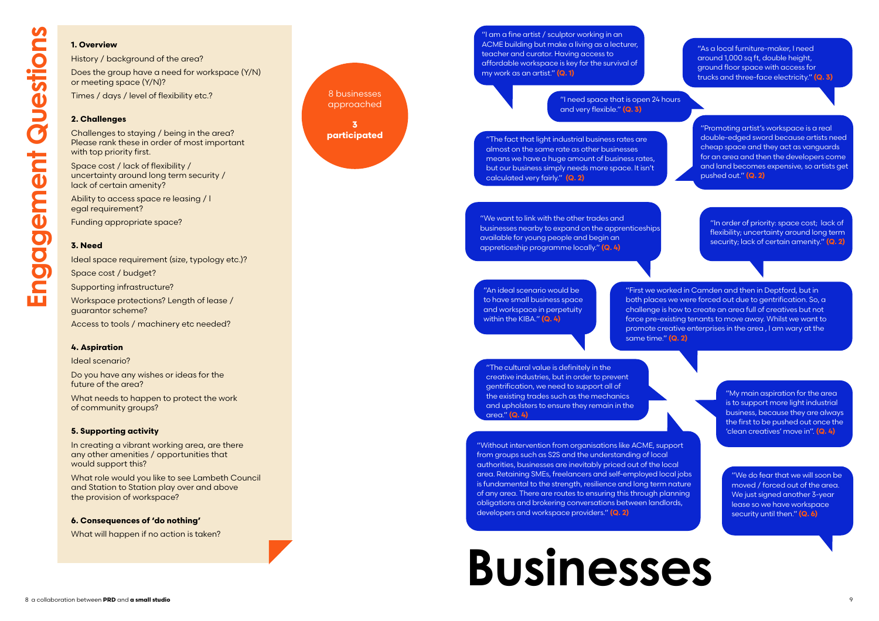# Engagement Questions

**1. Overview**

History / background of the area?

Does the group have a need for workspace (Y/N) or meeting space (Y/N)?

Times / days / level of flexibility etc.?

**2. Challenges**

Challenges to staying / being in the area? Please rank these in order of most important with top priority first.

Space cost / lack of flexibility / uncertainty around long term security / lack of certain amenity?

Ability to access space re leasing / l egal requirement?

Funding appropriate space?

**3. Need**

Ideal space requirement (size, typology etc.)?

Space cost / budget?

Supporting infrastructure?

Workspace protections? Length of lease / guarantor scheme?

Access to tools / machinery etc needed?

**4. Aspiration**

Ideal scenario?

Do you have any wishes or ideas for the future of the area?

What needs to happen to protect the work of community groups?

**5. Supporting activity**

In creating a vibrant working area, are there any other amenities / opportunities that would support this?

What role would you like to see Lambeth Council and Station to Station play over and above the provision of workspace?

**6. Consequences of 'do nothing'**

What will happen if no action is taken?

# Businesses

8 businesses approached

**3 participated**

"I am a fine artist / sculptor working in an ACME building but make a living as a lecturer, teacher and curator. Having access to affordable workspace is key for the survival of my work as an artist." **(Q. 1)**

"As a local furniture-maker, I need around 1,000 sq ft, double height, ground floor space with access for trucks and three-face electricity." **(Q. 3)**

"I need space that is open 24 hours and very flexible." **(Q. 3)**

"The fact that light industrial business rates are almost on the same rate as other businesses means we have a huge amount of business rates, but our business simply needs more space. It isn't calculated very fairly." **(Q. 2)**

"Promoting artist's workspace is a real double-edged sword because artists need cheap space and they act as vanguards for an area and then the developers come and land becomes expensive, so artists get pushed out." **(Q. 2)**

"We want to link with the other trades and businesses nearby to expand on the apprenticeships available for young people and begin an appreticeship programme locally." **(Q. 4)**

"In order of priority: space cost; lack of flexibility; uncertainty around long term security; lack of certain amenity." **(Q. 2)**

"An ideal scenario would be to have small business space and workspace in perpetuity within the KIBA." **(Q. 4)**

"First we worked in Camden and then in Deptford, but in both places we were forced out due to gentrification. So, a challenge is how to create an area full of creatives but not force pre-existing tenants to move away. Whilst we want to promote creative enterprises in the area , I am wary at the same time." **(Q. 2)**

"The cultural value is definitely in the creative industries, but in order to prevent gentrification, we need to support all of the existing trades such as the mechanics and upholsters to ensure they remain in the area." **(Q. 4)**

"My main aspiration for the area is to support more light industrial business, because they are always the first to be pushed out once the 'clean creatives' move in". **(Q. 4)**

"Without intervention from organisations like ACME, support from groups such as S2S and the understanding of local authorities, businesses are inevitably priced out of the local area. Retaining SMEs, freelancers and self-employed local jobs is fundamental to the strength, resilience and long term nature of any area. There are routes to ensuring this through planning obligations and brokering conversations between landlords, developers and workspace providers." **(Q. 2)**

"We do fear that we will soon be moved / forced out of the area. We just signed another 3-year lease so we have workspace security until then." **(Q. 6)**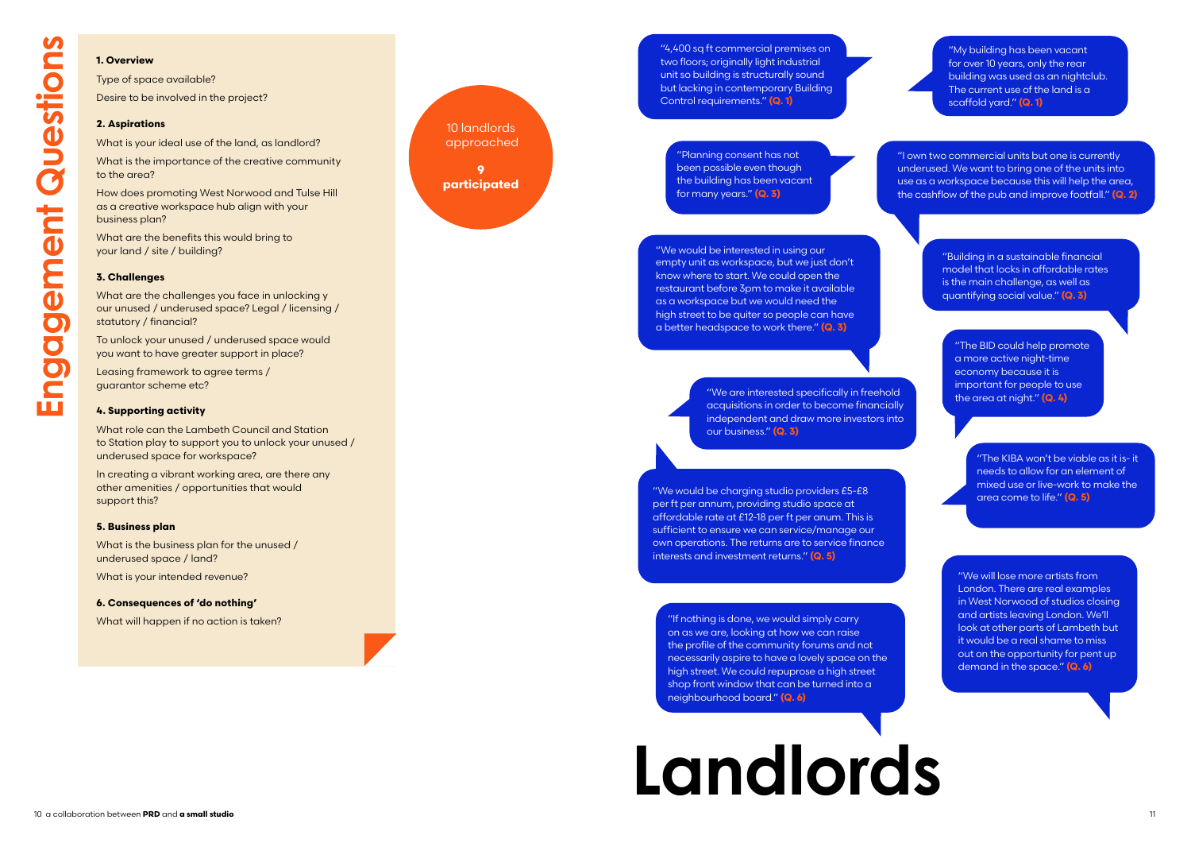# Engagement Questions

**1. Overview**

Type of space available?

Desire to be involved in the project?

**2. Aspirations**

What is your ideal use of the land, as landlord?

What is the importance of the creative community to the area?

How does promoting West Norwood and Tulse Hill as a creative workspace hub align with your business plan?

What are the benefits this would bring to your land / site / building?

**3. Challenges**

What are the challenges you face in unlocking y our unused / underused space? Legal / licensing / statutory / financial?

To unlock your unused / underused space would you want to have greater support in place?

Leasing framework to agree terms / guarantor scheme etc?

**4. Supporting activity**

What role can the Lambeth Council and Station to Station play to support you to unlock your unused / underused space for workspace?

In creating a vibrant working area, are there any other amenities / opportunities that would support this?

**5. Business plan**

What is the business plan for the unused / underused space / land?

What is your intended revenue?

**6. Consequences of 'do nothing'**

What will happen if no action is taken?

10 landlords approached

**9 participated**

# Landlords

"4,400 sq ft commercial premises on two floors; originally light industrial unit so building is structurally sound but lacking in contemporary Building Control requirements." **(Q. 1)**

"My building has been vacant for over 10 years, only the rear building was used as an nightclub. The current use of the land is a scaffold yard." **(Q. 1)**

"Planning consent has not been possible even though the building has been vacant for many years." **(Q. 3)**

"I own two commercial units but one is currently underused. We want to bring one of the units into use as a workspace because this will help the area, the cashflow of the pub and improve footfall." **(Q. 2)**

"We would be interested in using our empty unit as workspace, but we just don't know where to start. We could open the restaurant before 3pm to make it available as a workspace but we would need the high street to be quiter so people can have a better headspace to work there." **(Q. 3)**

"Building in a sustainable financial model that locks in affordable rates is the main challenge, as well as quantifying social value." **(Q. 3)**

"The BID could help promote a more active night-time economy because it is important for people to use the area at night." **(Q. 4)**

"We are interested specifically in freehold acquisitions in order to become financially independent and draw more investors into our business." **(Q. 3)**

"The KIBA won't be viable as it is- it needs to allow for an element of mixed use or live-work to make the area come to life." **(Q. 5)**

"We would be charging studio providers £5-£8 per ft per annum, providing studio space at affordable rate at £12-18 per ft per anum. This is sufficient to ensure we can service/manage our own operations. The returns are to service finance interests and investment returns." **(Q. 5)**

"We will lose more artists from London. There are real examples in West Norwood of studios closing and artists leaving London. We'll look at other parts of Lambeth but it would be a real shame to miss out on the opportunity for pent up demand in the space." **(Q. 6)**

"If nothing is done, we would simply carry on as we are, looking at how we can raise the profile of the community forums and not necessarily aspire to have a lovely space on the high street. We could repurpose a high street shop front window that can be turned into a neighbourhood board." **(Q. 6)**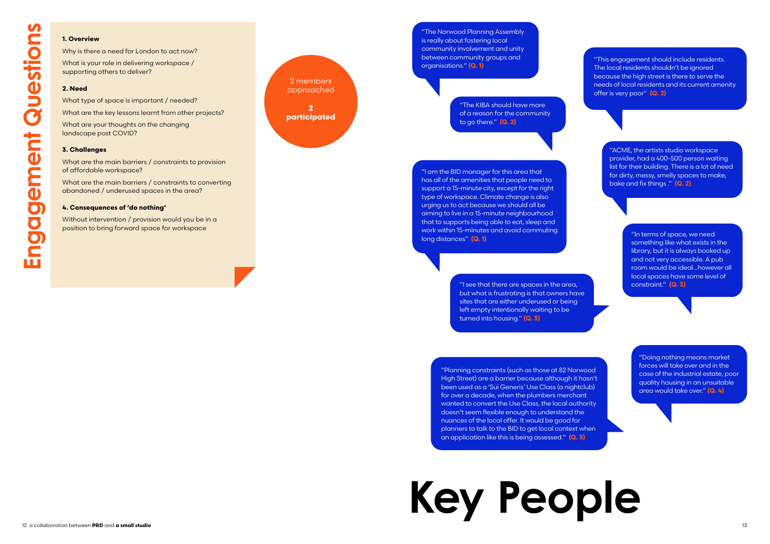# Engagement Questions

**1. Overview**

Why is there a need for London to act now?

What is your role in delivering workspace / supporting others to deliver?

**2. Need**

What type of space is important / needed?

What are the key lessons learnt from other projects?

What are your thoughts on the changing landscape post COVID?

**3. Challenges**

What are the main barriers / constraints to provision of affordable workspace?

What are the main barriers / constraints to converting abandoned / underused spaces in the area?

**4. Consequences of 'do nothing'**

Without intervention / provision would you be in a position to bring forward space for workspace

2 members approached

**2 participated**

"The Norwood Planning Assembly is really about fostering local community involvement and unity between community groups and organisations." **(Q. 1)**

"The KIBA should have more of a reason for the community to go there." **(Q. 2)**

"This engagement should include residents. The local residents shouldn't be ignored because the high street is there to serve the needs of local residents and its current amenity offer is very poor" **(Q. 2)**

"ACME, the artists studio workspace provider, had a 400-500 person waiting list for their building. There is a lot of need for dirty, messy, smelly spaces to make, bake and fix things ." **(Q. 2)**

"I am the BID manager for this area that has all of the amenities that people need to support a 15-minute city, except for the right type of workspace. Climate change is also urging us to act because we should all be aiming to live in a 15-minute neighbourhood that to supports being able to eat, sleep and work within 15-minutes and avoid commuting long distances" **(Q. 1)**

"In terms of space, we need something like what exists in the library, but it is always booked up and not very accessible. A pub room would be ideal...however all local spaces have some level of constraint." **(Q. 3)**

"I see that there are spaces in the area, but what is frustrating is that owners have sites that are either underused or being left empty intentionally waiting to be turned into housing." **(Q. 3)**

"Planning constraints (such as those at 82 Norwood High Street) are a barrier because although it hasn't been used as a 'Sui Generis' Use Class (a nightclub) for over a decade, when the plumbers merchant wanted to convert the Use Class, the local authority doesn't seem flexible enough to understand the nuances of the local offer. It would be good for planners to talk to the BID to get local context when an application like this is being assessed." **(Q. 3)**

"Doing nothing means market forces will take over and in the case of the industrial estate, poor quality housing in an unsuitable area would take over." **(Q. 4)**

# Key People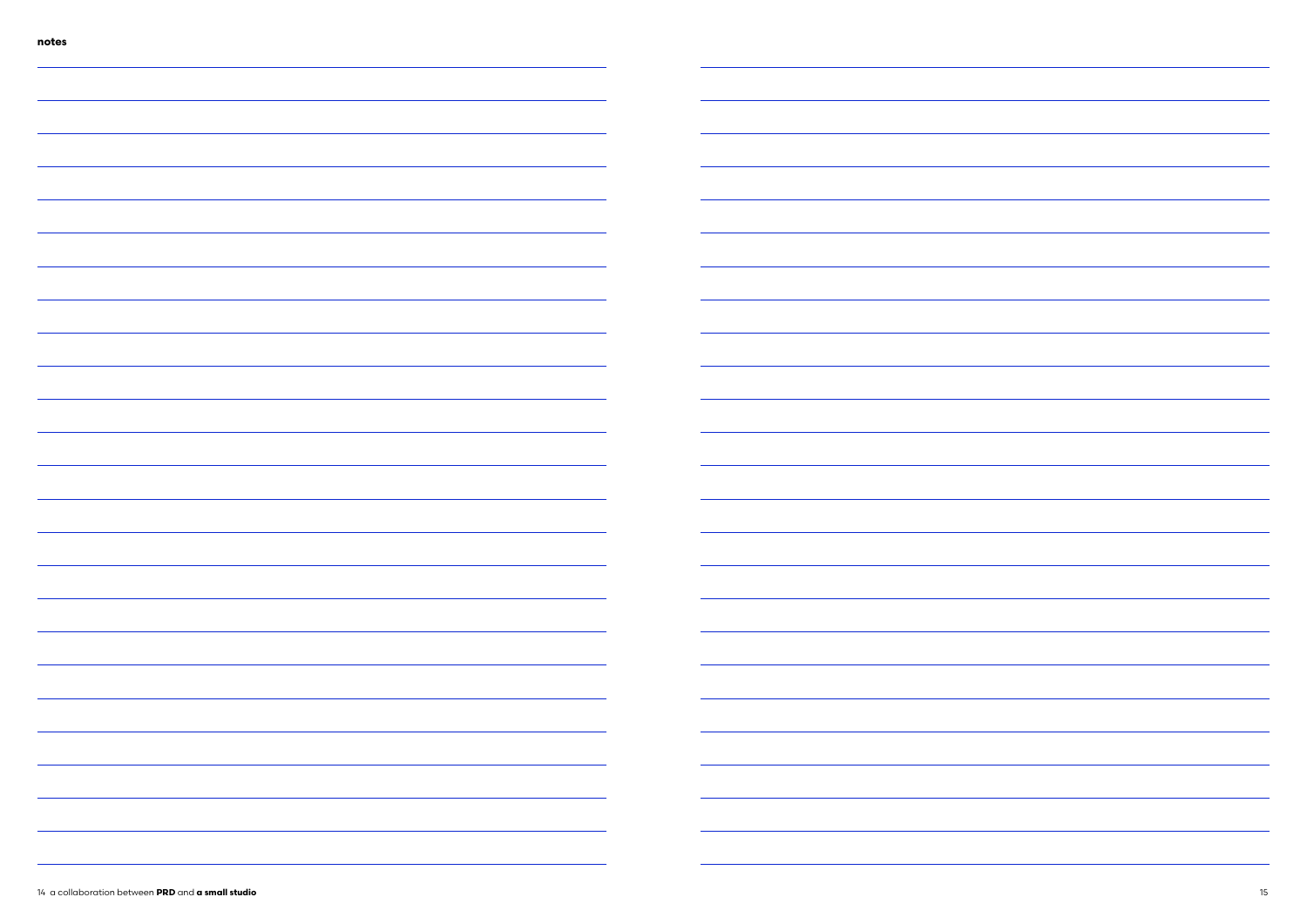**notes**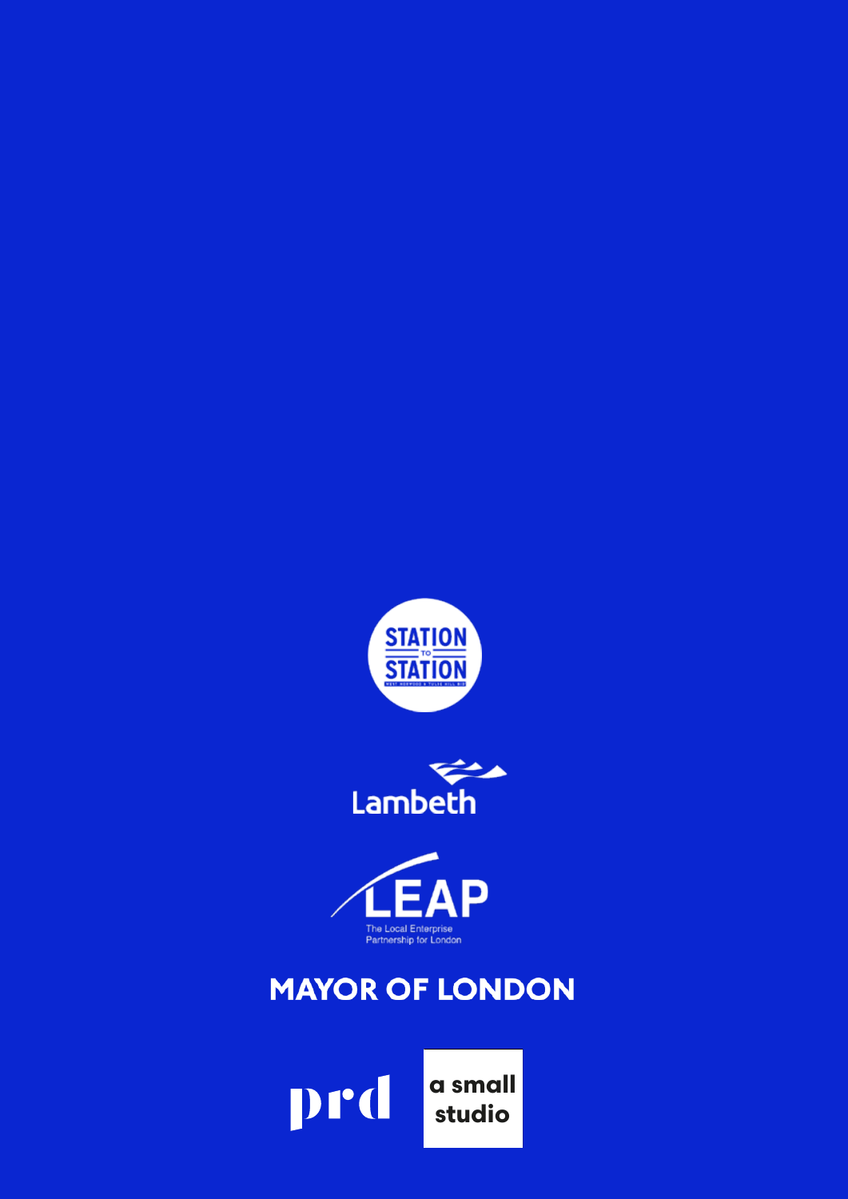STATION TO STATION

WEST NORWOOD & TULSE HILL BID

Lambeth

LEAP

The Local Enterprise Partnership for London

MAYOR OF LONDON

prd

a small studio